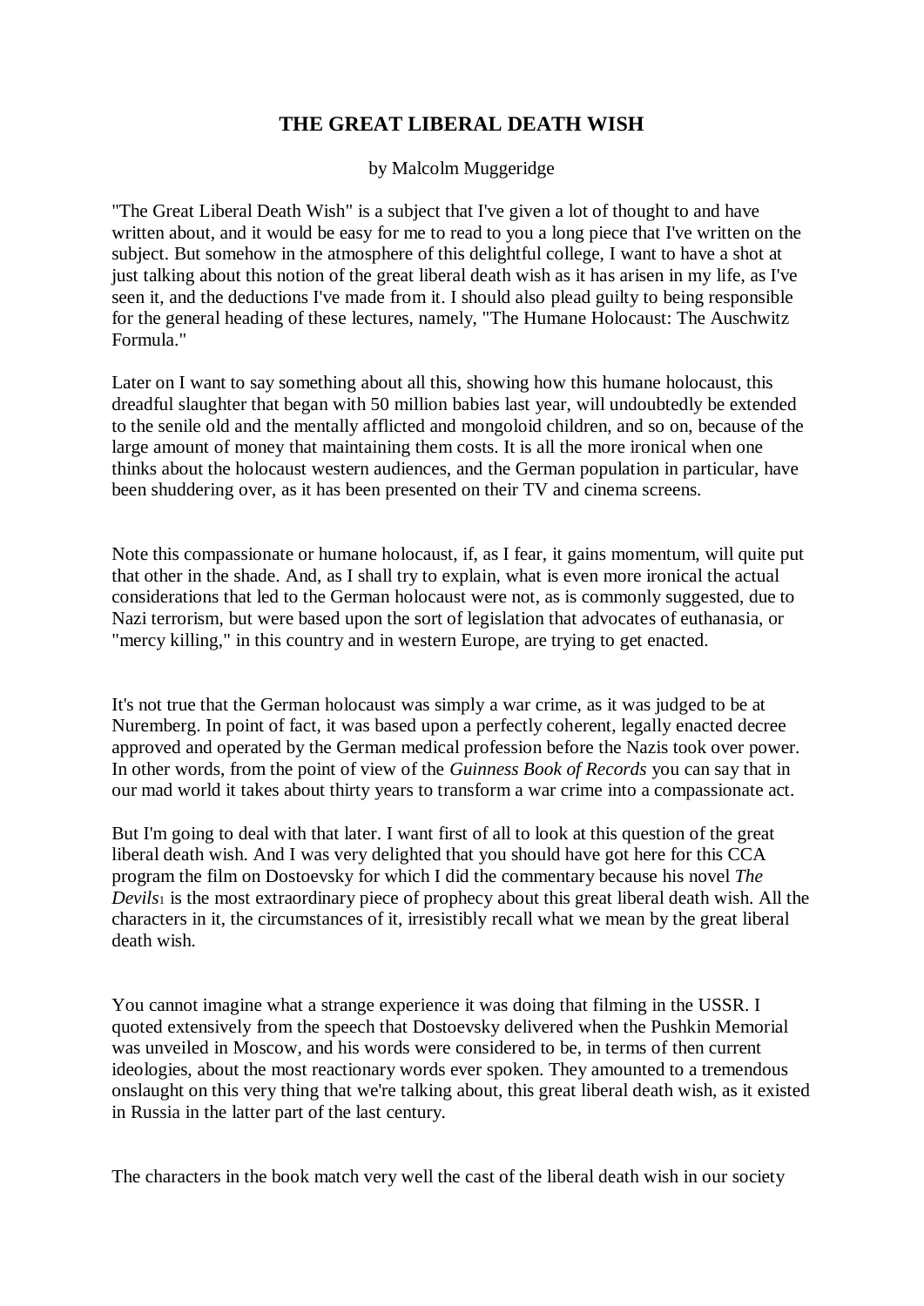# THE GREAT LIBERAL DEATH WISH

by Malcolm Muggeridge

"The Great Liberal Death Wish" is a subject that I've given a lot of thought to and have written about, and it would be easy for me to read to you a long piece that I've written on the subject. But somehow in the atmosphere of this delightful college, I want to have a shot at just talking about this notion of the great liberal death wish as it has arisen in my life, as I've seen it, and the deductions I've made from it. I should also plead guilty to being responsible for the general heading of these lectures, namely, "The Humane Holocaust: The Auschwitz Formula."

Later on I want to say something about all this, showing how this humane holocaust, this dreadful slaughter that began with 50 million babies last year, will undoubtedly be extended to the senile old and the mentally afflicted and mongoloid children, and so on, because of the large amount of money that maintaining them costs. It is all the more ironical when one thinks about the holocaust western audiences, and the German population in particular, have been shuddering over, as it has been presented on their TV and cinema screens.

Note this compassionate or humane holocaust, if, as I fear, it gains momentum, will quite put that other in the shade. And, as I shall try to explain, what is even more ironical the actual considerations that led to the German holocaust were not, as is commonly suggested, due to Nazi terrorism, but were based upon the sort of legislation that advocates of euthanasia, or "mercy killing," in this country and in western Europe, are trying to get enacted.

It's not true that the German holocaust was simply a war crime, as it was judged to be at Nuremberg. In point of fact, it was based upon a perfectly coherent, legally enacted decree approved and operated by the German medical profession before the Nazis took over power. In other words, from the point of view of the *Guinness Book of Records* you can say that in our mad world it takes about thirty years to transform a war crime into a compassionate act.

But I'm going to deal with that later. I want first of all to look at this question of the great liberal death wish. And I was very delighted that you should have got here for this CCA program the film on Dostoevsky for which I did the commentary because his novel *The Devils*[1] is the most extraordinary piece of prophecy about this great liberal death wish. All the characters in it, the circumstances of it, irresistibly recall what we mean by the great liberal death wish.

You cannot imagine what a strange experience it was doing that filming in the USSR. I quoted extensively from the speech that Dostoevsky delivered when the Pushkin Memorial was unveiled in Moscow, and his words were considered to be, in terms of then current ideologies, about the most reactionary words ever spoken. They amounted to a tremendous onslaught on this very thing that we're talking about, this great liberal death wish, as it existed in Russia in the latter part of the last century.

The characters in the book match very well the cast of the liberal death wish in our society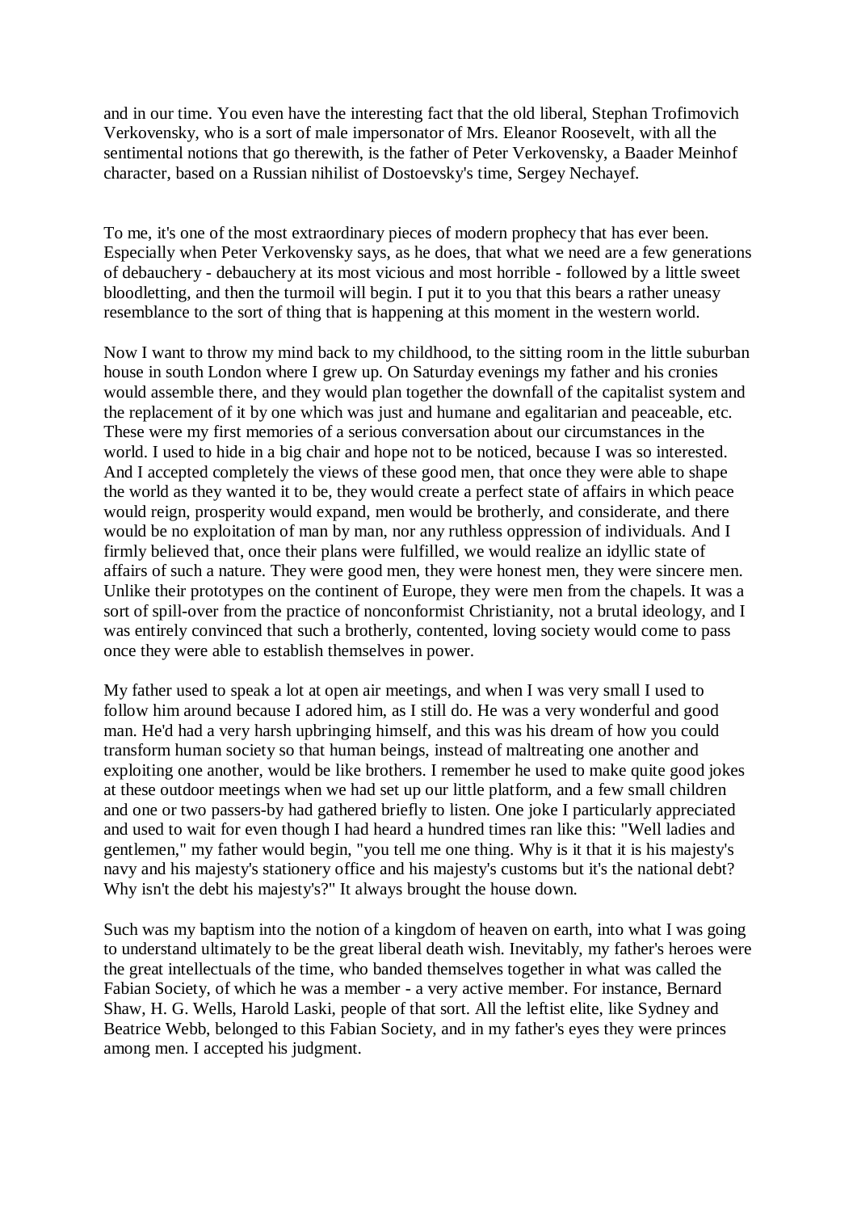and in our time. You even have the interesting fact that the old liberal, Stephan Trofimovich Verkovensky, who is a sort of male impersonator of Mrs. Eleanor Roosevelt, with all the sentimental notions that go therewith, is the father of Peter Verkovensky, a Baader Meinhof character, based on a Russian nihilist of Dostoevsky's time, Sergey Nechayef.

To me, it's one of the most extraordinary pieces of modern prophecy that has ever been. Especially when Peter Verkovensky says, as he does, that what we need are a few generations of debauchery - debauchery at its most vicious and most horrible - followed by a little sweet bloodletting, and then the turmoil will begin. I put it to you that this bears a rather uneasy resemblance to the sort of thing that is happening at this moment in the western world.

Now I want to throw my mind back to my childhood, to the sitting room in the little suburban house in south London where I grew up. On Saturday evenings my father and his cronies would assemble there, and they would plan together the downfall of the capitalist system and the replacement of it by one which was just and humane and egalitarian and peaceable, etc. These were my first memories of a serious conversation about our circumstances in the world. I used to hide in a big chair and hope not to be noticed, because I was so interested. And I accepted completely the views of these good men, that once they were able to shape the world as they wanted it to be, they would create a perfect state of affairs in which peace would reign, prosperity would expand, men would be brotherly, and considerate, and there would be no exploitation of man by man, nor any ruthless oppression of individuals. And I firmly believed that, once their plans were fulfilled, we would realize an idyllic state of affairs of such a nature. They were good men, they were honest men, they were sincere men. Unlike their prototypes on the continent of Europe, they were men from the chapels. It was a sort of spill-over from the practice of nonconformist Christianity, not a brutal ideology, and I was entirely convinced that such a brotherly, contented, loving society would come to pass once they were able to establish themselves in power.

My father used to speak a lot at open air meetings, and when I was very small I used to follow him around because I adored him, as I still do. He was a very wonderful and good man. He'd had a very harsh upbringing himself, and this was his dream of how you could transform human society so that human beings, instead of maltreating one another and exploiting one another, would be like brothers. I remember he used to make quite good jokes at these outdoor meetings when we had set up our little platform, and a few small children and one or two passers-by had gathered briefly to listen. One joke I particularly appreciated and used to wait for even though I had heard a hundred times ran like this: "Well ladies and gentlemen," my father would begin, "you tell me one thing. Why is it that it is his majesty's navy and his majesty's stationery office and his majesty's customs but it's the national debt? Why isn't the debt his majesty's?" It always brought the house down.

Such was my baptism into the notion of a kingdom of heaven on earth, into what I was going to understand ultimately to be the great liberal death wish. Inevitably, my father's heroes were the great intellectuals of the time, who banded themselves together in what was called the Fabian Society, of which he was a member - a very active member. For instance, Bernard Shaw, H. G. Wells, Harold Laski, people of that sort. All the leftist elite, like Sydney and Beatrice Webb, belonged to this Fabian Society, and in my father's eyes they were princes among men. I accepted his judgment.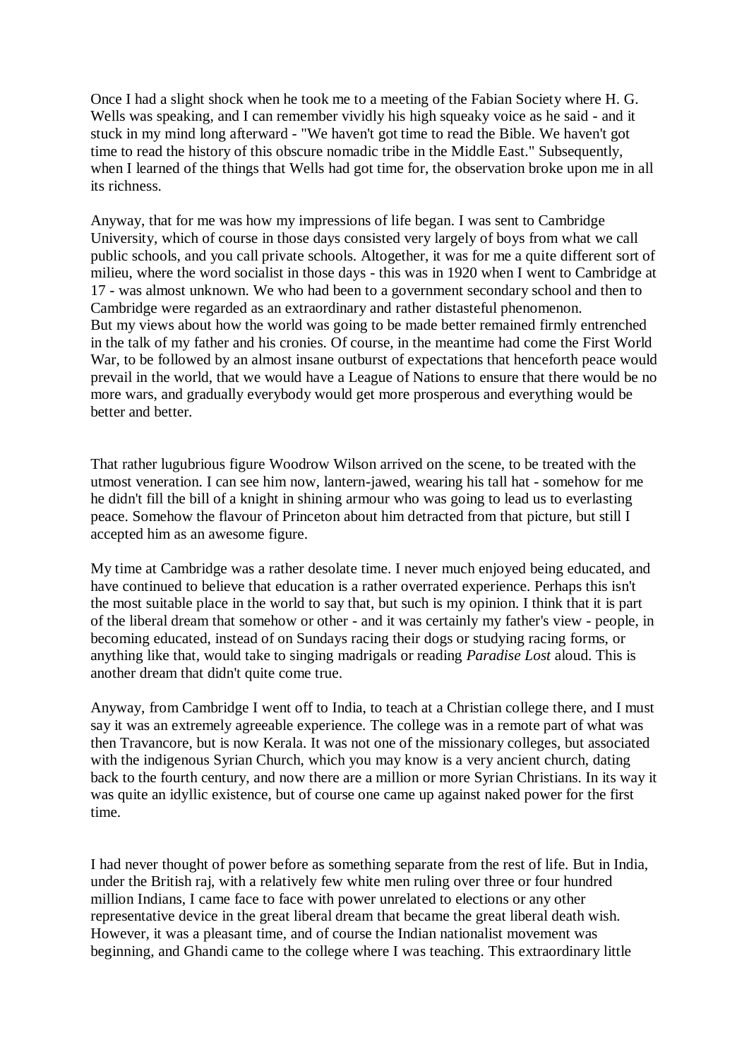Once I had a slight shock when he took me to a meeting of the Fabian Society where H. G. Wells was speaking, and I can remember vividly his high squeaky voice as he said - and it stuck in my mind long afterward - "We haven't got time to read the Bible. We haven't got time to read the history of this obscure nomadic tribe in the Middle East." Subsequently, when I learned of the things that Wells had got time for, the observation broke upon me in all its richness.

Anyway, that for me was how my impressions of life began. I was sent to Cambridge University, which of course in those days consisted very largely of boys from what we call public schools, and you call private schools. Altogether, it was for me a quite different sort of milieu, where the word socialist in those days - this was in 1920 when I went to Cambridge at 17 - was almost unknown. We who had been to a government secondary school and then to Cambridge were regarded as an extraordinary and rather distasteful phenomenon.
But my views about how the world was going to be made better remained firmly entrenched in the talk of my father and his cronies. Of course, in the meantime had come the First World War, to be followed by an almost insane outburst of expectations that henceforth peace would prevail in the world, that we would have a League of Nations to ensure that there would be no more wars, and gradually everybody would get more prosperous and everything would be better and better.

That rather lugubrious figure Woodrow Wilson arrived on the scene, to be treated with the utmost veneration. I can see him now, lantern-jawed, wearing his tall hat - somehow for me he didn't fill the bill of a knight in shining armour who was going to lead us to everlasting peace. Somehow the flavour of Princeton about him detracted from that picture, but still I accepted him as an awesome figure.

My time at Cambridge was a rather desolate time. I never much enjoyed being educated, and have continued to believe that education is a rather overrated experience. Perhaps this isn't the most suitable place in the world to say that, but such is my opinion. I think that it is part of the liberal dream that somehow or other - and it was certainly my father's view - people, in becoming educated, instead of on Sundays racing their dogs or studying racing forms, or anything like that, would take to singing madrigals or reading *Paradise Lost* aloud. This is another dream that didn't quite come true.

Anyway, from Cambridge I went off to India, to teach at a Christian college there, and I must say it was an extremely agreeable experience. The college was in a remote part of what was then Travancore, but is now Kerala. It was not one of the missionary colleges, but associated with the indigenous Syrian Church, which you may know is a very ancient church, dating back to the fourth century, and now there are a million or more Syrian Christians. In its way it was quite an idyllic existence, but of course one came up against naked power for the first time.

I had never thought of power before as something separate from the rest of life. But in India, under the British raj, with a relatively few white men ruling over three or four hundred million Indians, I came face to face with power unrelated to elections or any other representative device in the great liberal dream that became the great liberal death wish. However, it was a pleasant time, and of course the Indian nationalist movement was beginning, and Ghandi came to the college where I was teaching. This extraordinary little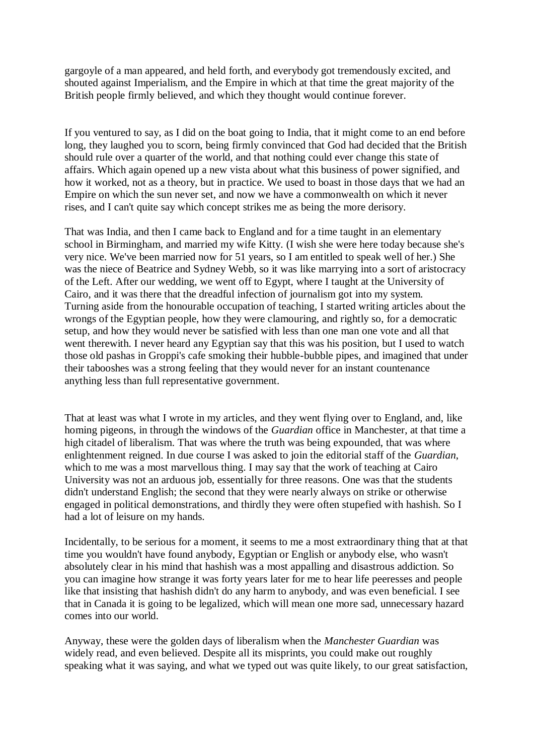gargoyle of a man appeared, and held forth, and everybody got tremendously excited, and shouted against Imperialism, and the Empire in which at that time the great majority of the British people firmly believed, and which they thought would continue forever.

If you ventured to say, as I did on the boat going to India, that it might come to an end before long, they laughed you to scorn, being firmly convinced that God had decided that the British should rule over a quarter of the world, and that nothing could ever change this state of affairs. Which again opened up a new vista about what this business of power signified, and how it worked, not as a theory, but in practice. We used to boast in those days that we had an Empire on which the sun never set, and now we have a commonwealth on which it never rises, and I can't quite say which concept strikes me as being the more derisory.

That was India, and then I came back to England and for a time taught in an elementary school in Birmingham, and married my wife Kitty. (I wish she were here today because she's very nice. We've been married now for 51 years, so I am entitled to speak well of her.) She was the niece of Beatrice and Sydney Webb, so it was like marrying into a sort of aristocracy of the Left. After our wedding, we went off to Egypt, where I taught at the University of Cairo, and it was there that the dreadful infection of journalism got into my system. Turning aside from the honourable occupation of teaching, I started writing articles about the wrongs of the Egyptian people, how they were clamouring, and rightly so, for a democratic setup, and how they would never be satisfied with less than one man one vote and all that went therewith. I never heard any Egyptian say that this was his position, but I used to watch those old pashas in Groppi's cafe smoking their hubble-bubble pipes, and imagined that under their tabooshes was a strong feeling that they would never for an instant countenance anything less than full representative government.

That at least was what I wrote in my articles, and they went flying over to England, and, like homing pigeons, in through the windows of the *Guardian* office in Manchester, at that time a high citadel of liberalism. That was where the truth was being expounded, that was where enlightenment reigned. In due course I was asked to join the editorial staff of the *Guardian*, which to me was a most marvellous thing. I may say that the work of teaching at Cairo University was not an arduous job, essentially for three reasons. One was that the students didn't understand English; the second that they were nearly always on strike or otherwise engaged in political demonstrations, and thirdly they were often stupefied with hashish. So I had a lot of leisure on my hands.

Incidentally, to be serious for a moment, it seems to me a most extraordinary thing that at that time you wouldn't have found anybody, Egyptian or English or anybody else, who wasn't absolutely clear in his mind that hashish was a most appalling and disastrous addiction. So you can imagine how strange it was forty years later for me to hear life peeresses and people like that insisting that hashish didn't do any harm to anybody, and was even beneficial. I see that in Canada it is going to be legalized, which will mean one more sad, unnecessary hazard comes into our world.

Anyway, these were the golden days of liberalism when the *Manchester Guardian* was widely read, and even believed. Despite all its misprints, you could make out roughly speaking what it was saying, and what we typed out was quite likely, to our great satisfaction,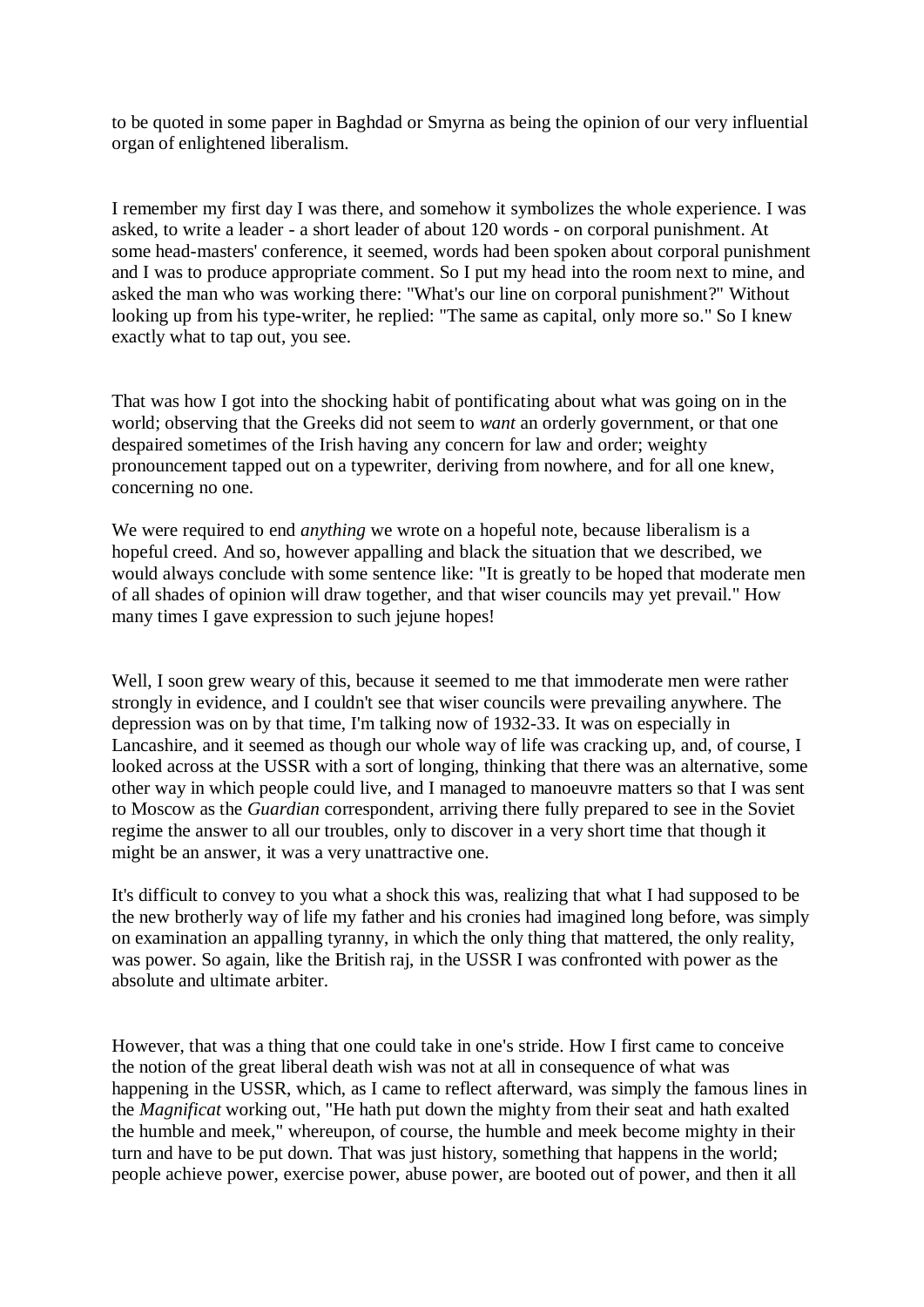to be quoted in some paper in Baghdad or Smyrna as being the opinion of our very influential organ of enlightened liberalism.

I remember my first day I was there, and somehow it symbolizes the whole experience. I was asked, to write a leader - a short leader of about 120 words - on corporal punishment. At some head-masters' conference, it seemed, words had been spoken about corporal punishment and I was to produce appropriate comment. So I put my head into the room next to mine, and asked the man who was working there: "What's our line on corporal punishment?" Without looking up from his type-writer, he replied: "The same as capital, only more so." So I knew exactly what to tap out, you see.

That was how I got into the shocking habit of pontificating about what was going on in the world; observing that the Greeks did not seem to *want* an orderly government, or that one despaired sometimes of the Irish having any concern for law and order; weighty pronouncement tapped out on a typewriter, deriving from nowhere, and for all one knew, concerning no one.

We were required to end *anything* we wrote on a hopeful note, because liberalism is a hopeful creed. And so, however appalling and black the situation that we described, we would always conclude with some sentence like: "It is greatly to be hoped that moderate men of all shades of opinion will draw together, and that wiser councils may yet prevail." How many times I gave expression to such jejune hopes!

Well, I soon grew weary of this, because it seemed to me that immoderate men were rather strongly in evidence, and I couldn't see that wiser councils were prevailing anywhere. The depression was on by that time, I'm talking now of 1932-33. It was on especially in Lancashire, and it seemed as though our whole way of life was cracking up, and, of course, I looked across at the USSR with a sort of longing, thinking that there was an alternative, some other way in which people could live, and I managed to manoeuvre matters so that I was sent to Moscow as the *Guardian* correspondent, arriving there fully prepared to see in the Soviet regime the answer to all our troubles, only to discover in a very short time that though it might be an answer, it was a very unattractive one.

It's difficult to convey to you what a shock this was, realizing that what I had supposed to be the new brotherly way of life my father and his cronies had imagined long before, was simply on examination an appalling tyranny, in which the only thing that mattered, the only reality, was power. So again, like the British raj, in the USSR I was confronted with power as the absolute and ultimate arbiter.

However, that was a thing that one could take in one's stride. How I first came to conceive the notion of the great liberal death wish was not at all in consequence of what was happening in the USSR, which, as I came to reflect afterward, was simply the famous lines in the *Magnificat* working out, "He hath put down the mighty from their seat and hath exalted the humble and meek," whereupon, of course, the humble and meek become mighty in their turn and have to be put down. That was just history, something that happens in the world; people achieve power, exercise power, abuse power, are booted out of power, and then it all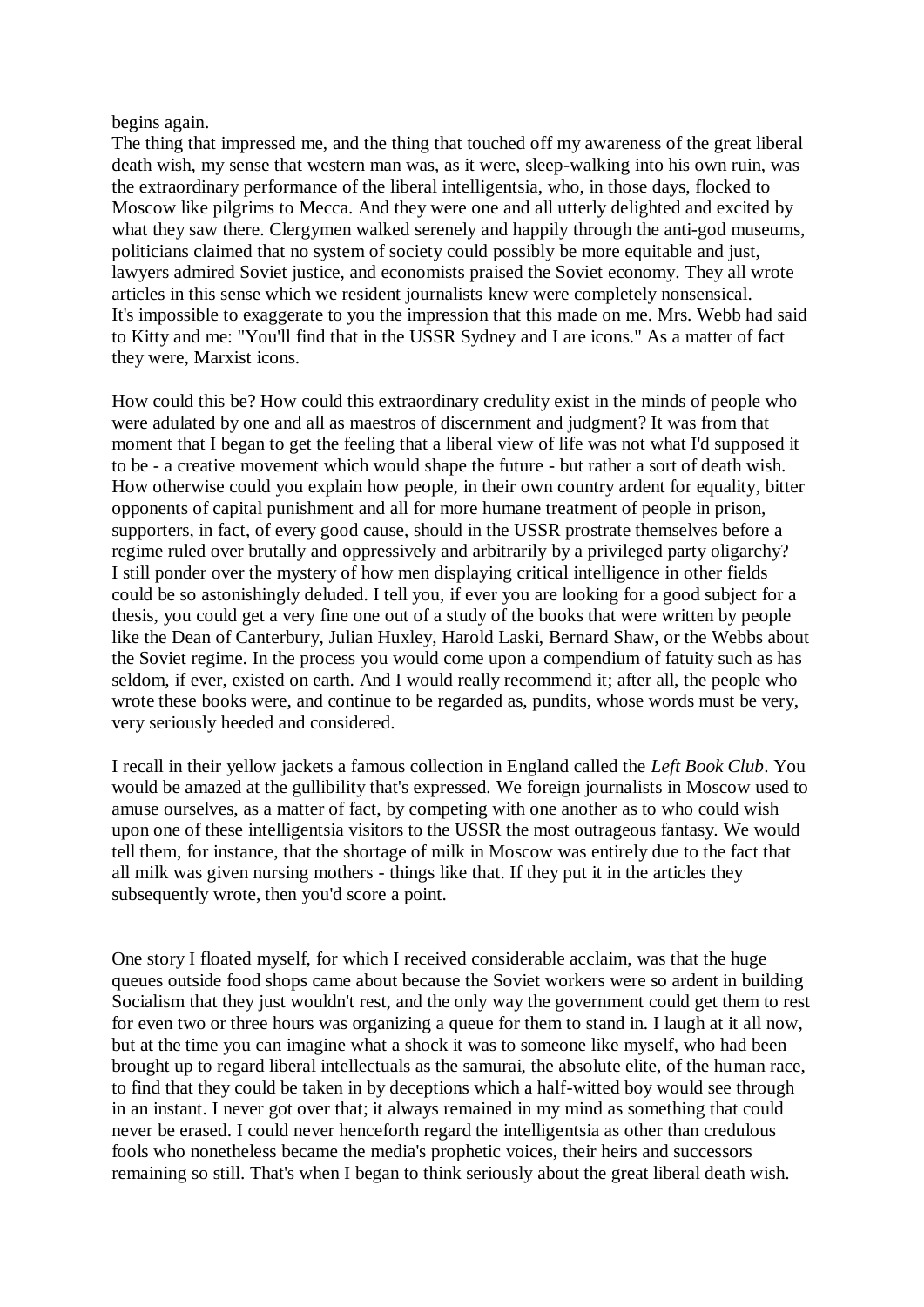begins again.

The thing that impressed me, and the thing that touched off my awareness of the great liberal death wish, my sense that western man was, as it were, sleep-walking into his own ruin, was the extraordinary performance of the liberal intelligentsia, who, in those days, flocked to Moscow like pilgrims to Mecca. And they were one and all utterly delighted and excited by what they saw there. Clergymen walked serenely and happily through the anti-god museums, politicians claimed that no system of society could possibly be more equitable and just, lawyers admired Soviet justice, and economists praised the Soviet economy. They all wrote articles in this sense which we resident journalists knew were completely nonsensical.

It's impossible to exaggerate to you the impression that this made on me. Mrs. Webb had said to Kitty and me: "You'll find that in the USSR Sydney and I are icons." As a matter of fact they were, Marxist icons.

How could this be? How could this extraordinary credulity exist in the minds of people who were adulated by one and all as maestros of discernment and judgment? It was from that moment that I began to get the feeling that a liberal view of life was not what I'd supposed it to be - a creative movement which would shape the future - but rather a sort of death wish. How otherwise could you explain how people, in their own country ardent for equality, bitter opponents of capital punishment and all for more humane treatment of people in prison, supporters, in fact, of every good cause, should in the USSR prostrate themselves before a regime ruled over brutally and oppressively and arbitrarily by a privileged party oligarchy? I still ponder over the mystery of how men displaying critical intelligence in other fields could be so astonishingly deluded. I tell you, if ever you are looking for a good subject for a thesis, you could get a very fine one out of a study of the books that were written by people like the Dean of Canterbury, Julian Huxley, Harold Laski, Bernard Shaw, or the Webbs about the Soviet regime. In the process you would come upon a compendium of fatuity such as has seldom, if ever, existed on earth. And I would really recommend it; after all, the people who wrote these books were, and continue to be regarded as, pundits, whose words must be very, very seriously heeded and considered.

I recall in their yellow jackets a famous collection in England called the *Left Book Club*. You would be amazed at the gullibility that's expressed. We foreign journalists in Moscow used to amuse ourselves, as a matter of fact, by competing with one another as to who could wish upon one of these intelligentsia visitors to the USSR the most outrageous fantasy. We would tell them, for instance, that the shortage of milk in Moscow was entirely due to the fact that all milk was given nursing mothers - things like that. If they put it in the articles they subsequently wrote, then you'd score a point.

One story I floated myself, for which I received considerable acclaim, was that the huge queues outside food shops came about because the Soviet workers were so ardent in building Socialism that they just wouldn't rest, and the only way the government could get them to rest for even two or three hours was organizing a queue for them to stand in. I laugh at it all now, but at the time you can imagine what a shock it was to someone like myself, who had been brought up to regard liberal intellectuals as the samurai, the absolute elite, of the human race, to find that they could be taken in by deceptions which a half-witted boy would see through in an instant. I never got over that; it always remained in my mind as something that could never be erased. I could never henceforth regard the intelligentsia as other than credulous fools who nonetheless became the media's prophetic voices, their heirs and successors remaining so still. That's when I began to think seriously about the great liberal death wish.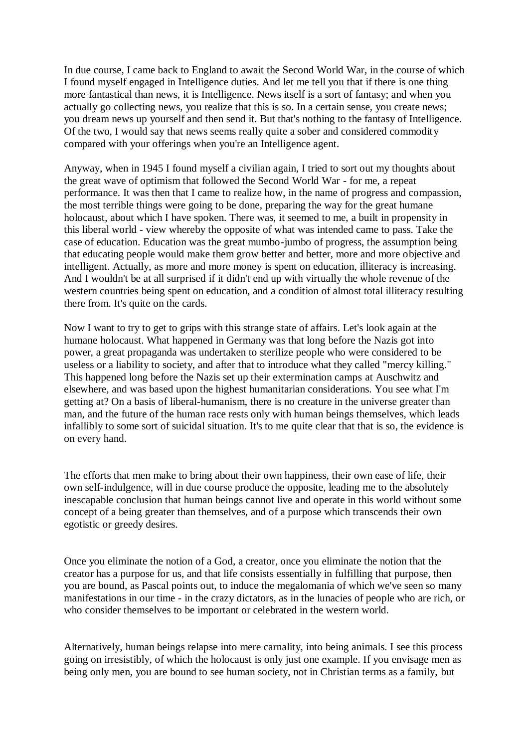In due course, I came back to England to await the Second World War, in the course of which I found myself engaged in Intelligence duties. And let me tell you that if there is one thing more fantastical than news, it is Intelligence. News itself is a sort of fantasy; and when you actually go collecting news, you realize that this is so. In a certain sense, you create news; you dream news up yourself and then send it. But that's nothing to the fantasy of Intelligence. Of the two, I would say that news seems really quite a sober and considered commodity compared with your offerings when you're an Intelligence agent.

Anyway, when in 1945 I found myself a civilian again, I tried to sort out my thoughts about the great wave of optimism that followed the Second World War - for me, a repeat performance. It was then that I came to realize how, in the name of progress and compassion, the most terrible things were going to be done, preparing the way for the great humane holocaust, about which I have spoken. There was, it seemed to me, a built in propensity in this liberal world - view whereby the opposite of what was intended came to pass. Take the case of education. Education was the great mumbo-jumbo of progress, the assumption being that educating people would make them grow better and better, more and more objective and intelligent. Actually, as more and more money is spent on education, illiteracy is increasing. And I wouldn't be at all surprised if it didn't end up with virtually the whole revenue of the western countries being spent on education, and a condition of almost total illiteracy resulting there from. It's quite on the cards.

Now I want to try to get to grips with this strange state of affairs. Let's look again at the humane holocaust. What happened in Germany was that long before the Nazis got into power, a great propaganda was undertaken to sterilize people who were considered to be useless or a liability to society, and after that to introduce what they called "mercy killing." This happened long before the Nazis set up their extermination camps at Auschwitz and elsewhere, and was based upon the highest humanitarian considerations. You see what I'm getting at? On a basis of liberal-humanism, there is no creature in the universe greater than man, and the future of the human race rests only with human beings themselves, which leads infallibly to some sort of suicidal situation. It's to me quite clear that that is so, the evidence is on every hand.

The efforts that men make to bring about their own happiness, their own ease of life, their own self-indulgence, will in due course produce the opposite, leading me to the absolutely inescapable conclusion that human beings cannot live and operate in this world without some concept of a being greater than themselves, and of a purpose which transcends their own egotistic or greedy desires.

Once you eliminate the notion of a God, a creator, once you eliminate the notion that the creator has a purpose for us, and that life consists essentially in fulfilling that purpose, then you are bound, as Pascal points out, to induce the megalomania of which we've seen so many manifestations in our time - in the crazy dictators, as in the lunacies of people who are rich, or who consider themselves to be important or celebrated in the western world.

Alternatively, human beings relapse into mere carnality, into being animals. I see this process going on irresistibly, of which the holocaust is only just one example. If you envisage men as being only men, you are bound to see human society, not in Christian terms as a family, but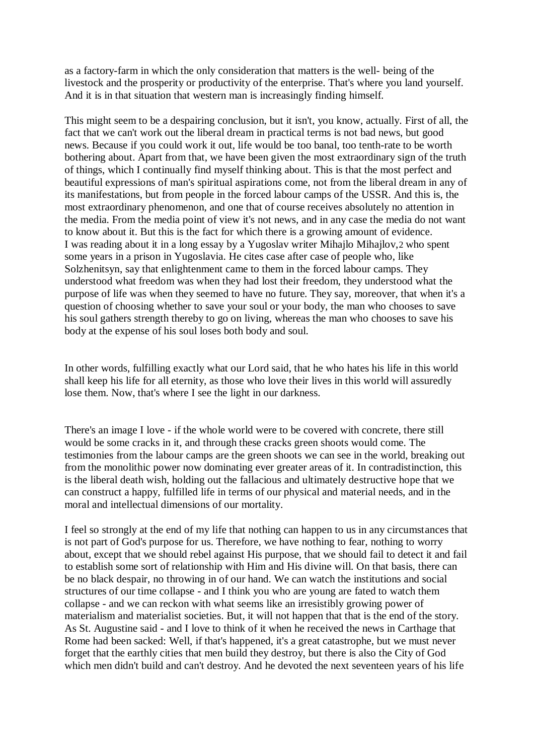as a factory-farm in which the only consideration that matters is the well- being of the livestock and the prosperity or productivity of the enterprise. That's where you land yourself. And it is in that situation that western man is increasingly finding himself.

This might seem to be a despairing conclusion, but it isn't, you know, actually. First of all, the fact that we can't work out the liberal dream in practical terms is not bad news, but good news. Because if you could work it out, life would be too banal, too tenth-rate to be worth bothering about. Apart from that, we have been given the most extraordinary sign of the truth of things, which I continually find myself thinking about. This is that the most perfect and beautiful expressions of man's spiritual aspirations come, not from the liberal dream in any of its manifestations, but from people in the forced labour camps of the USSR. And this is, the most extraordinary phenomenon, and one that of course receives absolutely no attention in the media. From the media point of view it's not news, and in any case the media do not want to know about it. But this is the fact for which there is a growing amount of evidence.
I was reading about it in a long essay by a Yugoslav writer Mihajlo Mihajlov,[2] who spent some years in a prison in Yugoslavia. He cites case after case of people who, like Solzhenitsyn, say that enlightenment came to them in the forced labour camps. They understood what freedom was when they had lost their freedom, they understood what the purpose of life was when they seemed to have no future. They say, moreover, that when it's a question of choosing whether to save your soul or your body, the man who chooses to save his soul gathers strength thereby to go on living, whereas the man who chooses to save his body at the expense of his soul loses both body and soul.

In other words, fulfilling exactly what our Lord said, that he who hates his life in this world shall keep his life for all eternity, as those who love their lives in this world will assuredly lose them. Now, that's where I see the light in our darkness.

There's an image I love - if the whole world were to be covered with concrete, there still would be some cracks in it, and through these cracks green shoots would come. The testimonies from the labour camps are the green shoots we can see in the world, breaking out from the monolithic power now dominating ever greater areas of it. In contradistinction, this is the liberal death wish, holding out the fallacious and ultimately destructive hope that we can construct a happy, fulfilled life in terms of our physical and material needs, and in the moral and intellectual dimensions of our mortality.

I feel so strongly at the end of my life that nothing can happen to us in any circumstances that is not part of God's purpose for us. Therefore, we have nothing to fear, nothing to worry about, except that we should rebel against His purpose, that we should fail to detect it and fail to establish some sort of relationship with Him and His divine will. On that basis, there can be no black despair, no throwing in of our hand. We can watch the institutions and social structures of our time collapse - and I think you who are young are fated to watch them collapse - and we can reckon with what seems like an irresistibly growing power of materialism and materialist societies. But, it will not happen that that is the end of the story. As St. Augustine said - and I love to think of it when he received the news in Carthage that Rome had been sacked: Well, if that's happened, it's a great catastrophe, but we must never forget that the earthly cities that men build they destroy, but there is also the City of God which men didn't build and can't destroy. And he devoted the next seventeen years of his life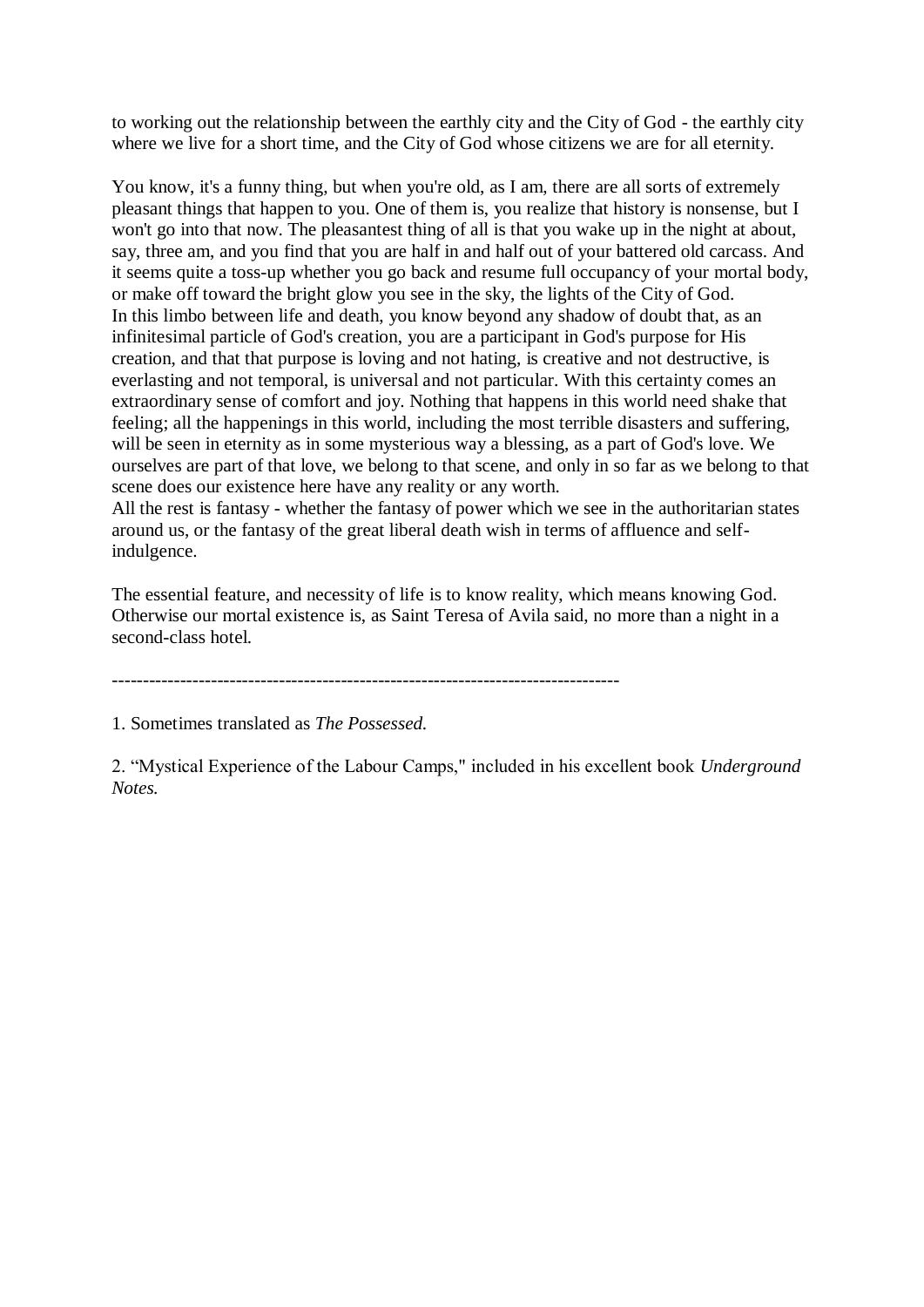to working out the relationship between the earthly city and the City of God - the earthly city where we live for a short time, and the City of God whose citizens we are for all eternity.

You know, it's a funny thing, but when you're old, as I am, there are all sorts of extremely pleasant things that happen to you. One of them is, you realize that history is nonsense, but I won't go into that now. The pleasantest thing of all is that you wake up in the night at about, say, three am, and you find that you are half in and half out of your battered old carcass. And it seems quite a toss-up whether you go back and resume full occupancy of your mortal body, or make off toward the bright glow you see in the sky, the lights of the City of God.

In this limbo between life and death, you know beyond any shadow of doubt that, as an infinitesimal particle of God's creation, you are a participant in God's purpose for His creation, and that that purpose is loving and not hating, is creative and not destructive, is everlasting and not temporal, is universal and not particular. With this certainty comes an extraordinary sense of comfort and joy. Nothing that happens in this world need shake that feeling; all the happenings in this world, including the most terrible disasters and suffering, will be seen in eternity as in some mysterious way a blessing, as a part of God's love. We ourselves are part of that love, we belong to that scene, and only in so far as we belong to that scene does our existence here have any reality or any worth.

All the rest is fantasy - whether the fantasy of power which we see in the authoritarian states around us, or the fantasy of the great liberal death wish in terms of affluence and self-indulgence.

The essential feature, and necessity of life is to know reality, which means knowing God. Otherwise our mortal existence is, as Saint Teresa of Avila said, no more than a night in a second-class hotel.

---

1. Sometimes translated as *The Possessed.*

2. "Mystical Experience of the Labour Camps," included in his excellent book *Underground Notes.*